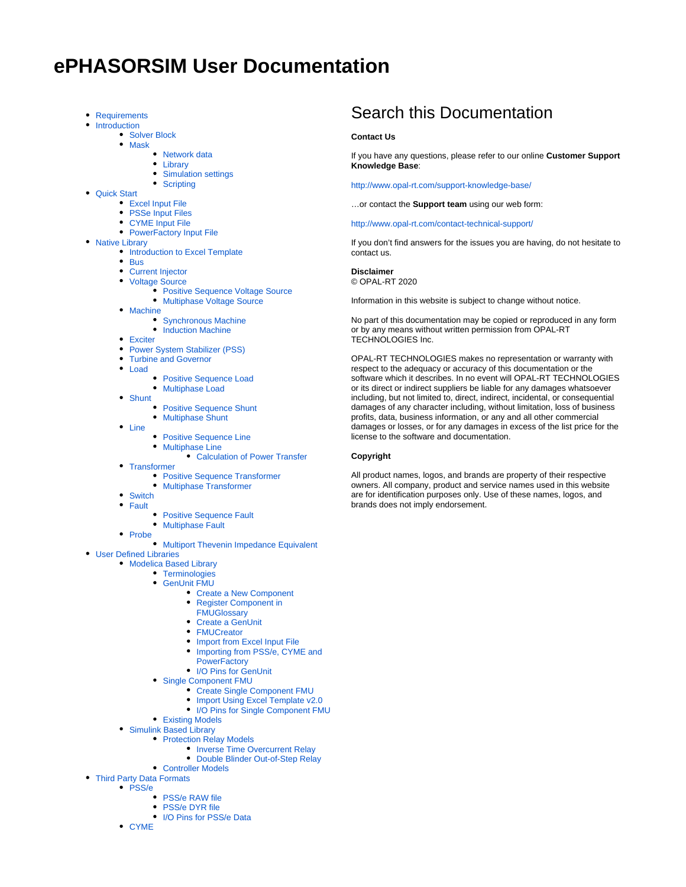# ePHASORSIM User Documentation

- Requirements
- Introduction
    - Solver Block
    - Mask
        - Network data
        - Library
        - Simulation settings
        - Scripting
- Quick Start
    - Excel Input File
    - PSSe Input Files
    - CYME Input File
    - PowerFactory Input File
- Native Library
    - Introduction to Excel Template
    - Bus
    - Current Injector
    - Voltage Source
        - Positive Sequence Voltage Source
        - Multiphase Voltage Source
    - Machine
        - Synchronous Machine
        - Induction Machine
    - Exciter
    - Power System Stabilizer (PSS)
    - Turbine and Governor
    - Load
        - Positive Sequence Load
        - Multiphase Load
    - Shunt
        - Positive Sequence Shunt
        - Multiphase Shunt
    - Line
        - Positive Sequence Line
        - Multiphase Line
            - Calculation of Power Transfer
    - Transformer
        - Positive Sequence Transformer
        - Multiphase Transformer
    - Switch
    - Fault
        - Positive Sequence Fault
        - Multiphase Fault
    - Probe
        - Multiport Thevenin Impedance Equivalent
- User Defined Libraries
    - Modelica Based Library
        - Terminologies
        - GenUnit FMU
            - Create a New Component
            - Register Component in FMUGlossary
            - Create a GenUnit
            - FMUCreator
            - Import from Excel Input File
            - Importing from PSS/e, CYME and PowerFactory
            - I/O Pins for GenUnit
        - Single Component FMU
            - Create Single Component FMU
            - Import Using Excel Template v2.0
            - I/O Pins for Single Component FMU
        - Existing Models
    - Simulink Based Library
        - Protection Relay Models
            - Inverse Time Overcurrent Relay
            - Double Blinder Out-of-Step Relay
        - Controller Models
- Third Party Data Formats
    - PSS/e
        - PSS/e RAW file
        - PSS/e DYR file
        - I/O Pins for PSS/e Data
    - CYME

## Search this Documentation

**Contact Us**

If you have any questions, please refer to our online **Customer Support Knowledge Base**:

http://www.opal-rt.com/support-knowledge-base/

…or contact the **Support team** using our web form:

http://www.opal-rt.com/contact-technical-support/

If you don't find answers for the issues you are having, do not hesitate to contact us.

**Disclaimer**
© OPAL-RT 2020

Information in this website is subject to change without notice.

No part of this documentation may be copied or reproduced in any form or by any means without written permission from OPAL-RT TECHNOLOGIES Inc.

OPAL-RT TECHNOLOGIES makes no representation or warranty with respect to the adequacy or accuracy of this documentation or the software which it describes. In no event will OPAL-RT TECHNOLOGIES or its direct or indirect suppliers be liable for any damages whatsoever including, but not limited to, direct, indirect, incidental, or consequential damages of any character including, without limitation, loss of business profits, data, business information, or any and all other commercial damages or losses, or for any damages in excess of the list price for the license to the software and documentation.

**Copyright**

All product names, logos, and brands are property of their respective owners. All company, product and service names used in this website are for identification purposes only. Use of these names, logos, and brands does not imply endorsement.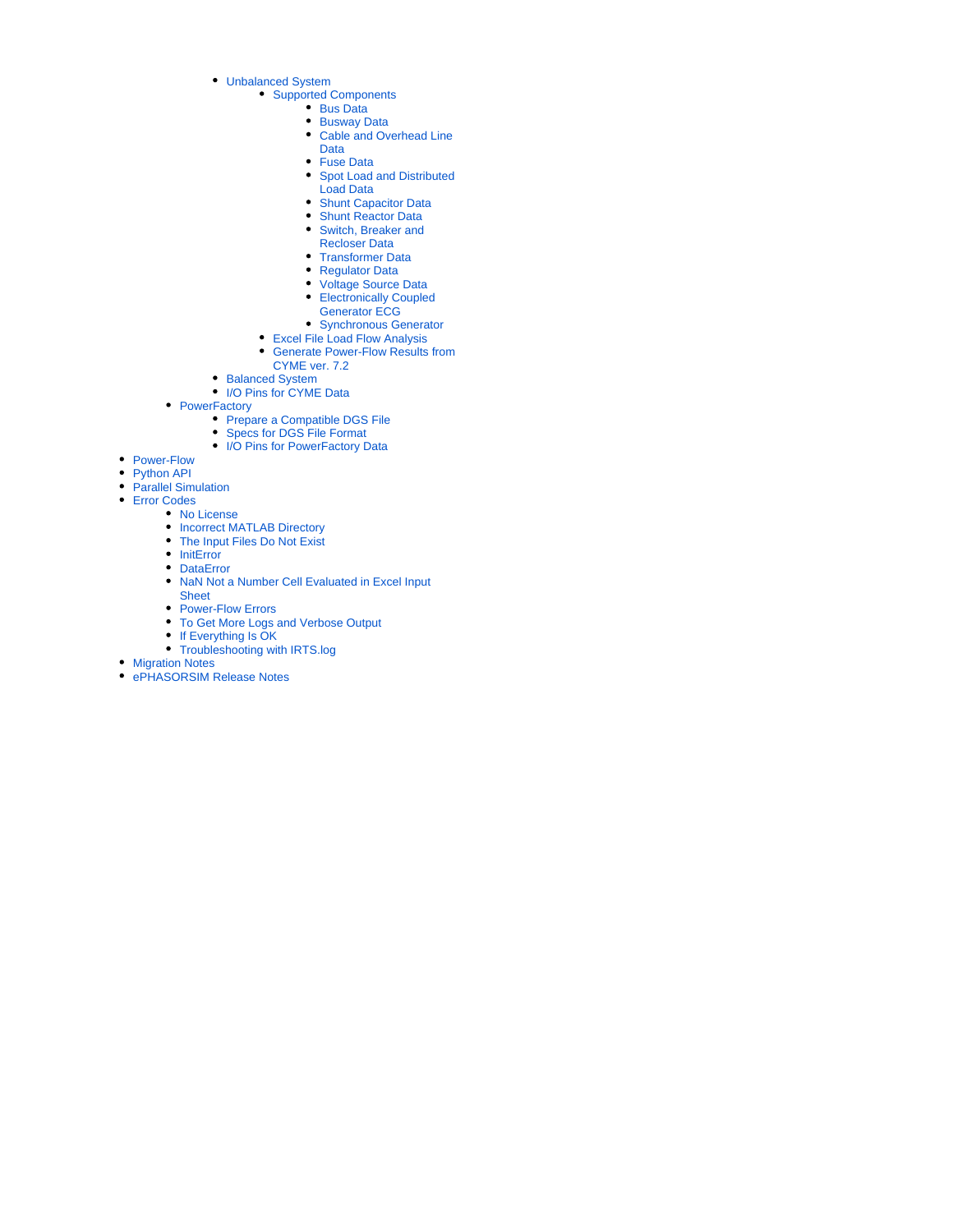- Unbalanced System
    - Supported Components
        - Bus Data
        - Busway Data
        - Cable and Overhead Line Data
        - Fuse Data
        - Spot Load and Distributed Load Data
        - Shunt Capacitor Data
        - Shunt Reactor Data
        - Switch, Breaker and Recloser Data
        - Transformer Data
        - Regulator Data
        - Voltage Source Data
        - Electronically Coupled Generator ECG
        - Synchronous Generator
    - Excel File Load Flow Analysis
    - Generate Power-Flow Results from CYME ver. 7.2
- Balanced System
- I/O Pins for CYME Data

- PowerFactory
    - Prepare a Compatible DGS File
    - Specs for DGS File Format
    - I/O Pins for PowerFactory Data

- Power-Flow
- Python API
- Parallel Simulation
- Error Codes
    - No License
    - Incorrect MATLAB Directory
    - The Input Files Do Not Exist
    - InitError
    - DataError
    - NaN Not a Number Cell Evaluated in Excel Input Sheet
    - Power-Flow Errors
    - To Get More Logs and Verbose Output
    - If Everything Is OK
    - Troubleshooting with IRTS.log
- Migration Notes
- ePHASORSIM Release Notes